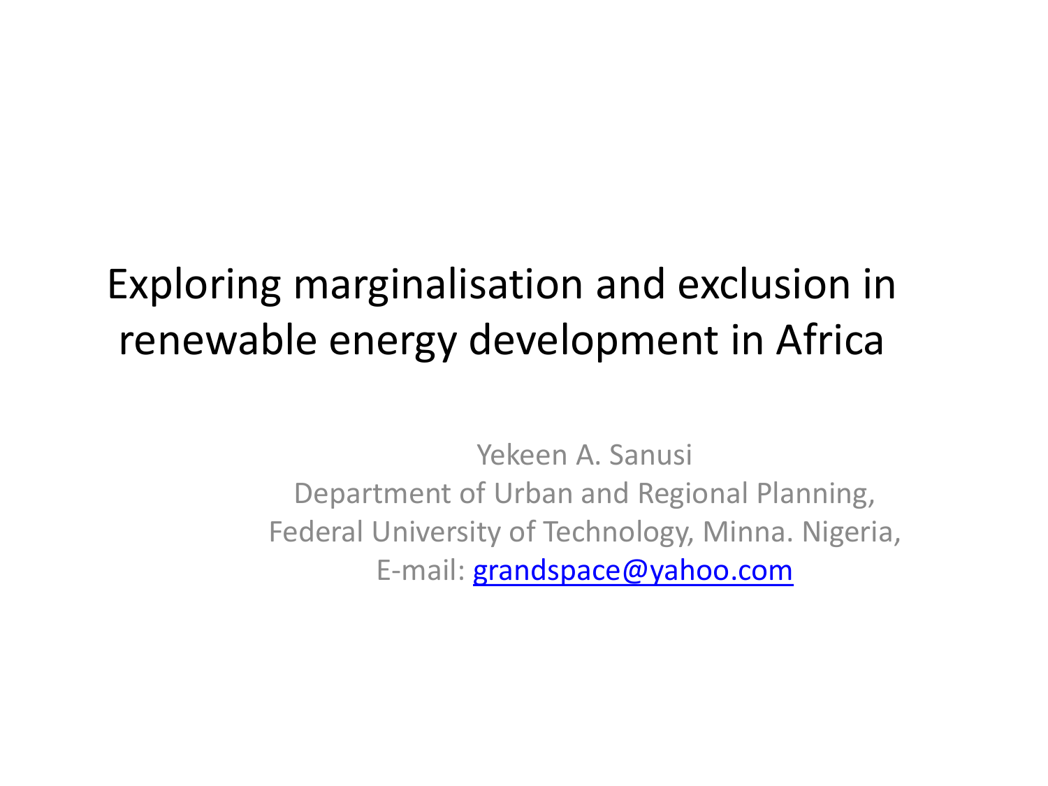# Exploring marginalisation and exclusion in renewable energy development in Africa

Yekeen A. Sanusi
Department of Urban and Regional Planning,
Federal University of Technology, Minna. Nigeria,
E-mail: grandspace@yahoo.com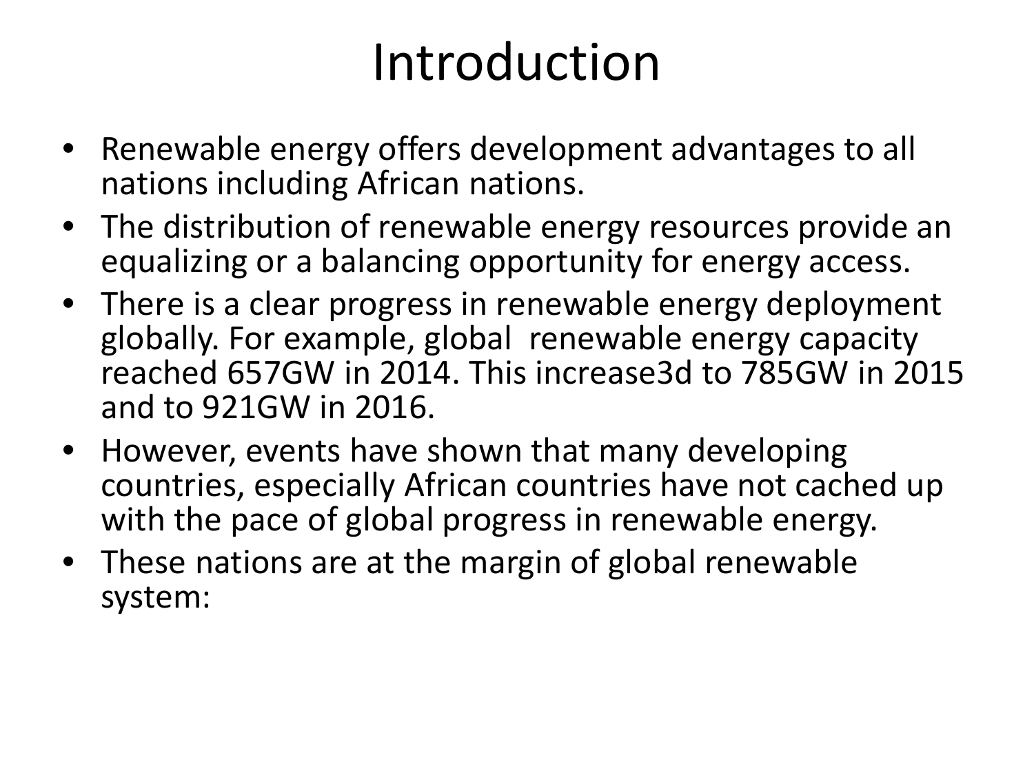# Introduction

- Renewable energy offers development advantages to all nations including African nations.
- The distribution of renewable energy resources provide an equalizing or a balancing opportunity for energy access.
- There is a clear progress in renewable energy deployment globally. For example, global renewable energy capacity reached 657GW in 2014. This increase3d to 785GW in 2015 and to 921GW in 2016.
- However, events have shown that many developing countries, especially African countries have not cached up with the pace of global progress in renewable energy.
- These nations are at the margin of global renewable system: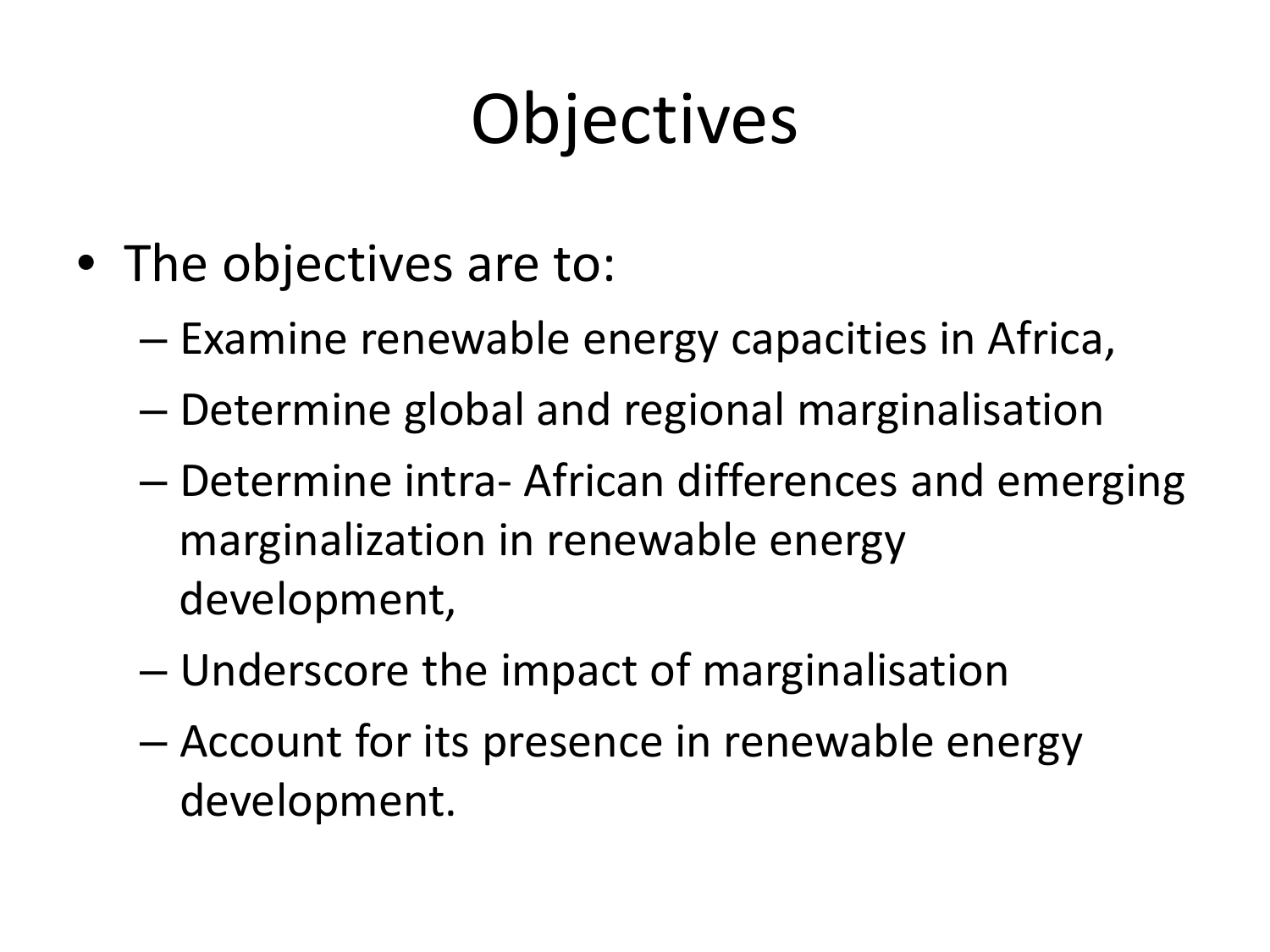# Objectives

- The objectives are to:
  - Examine renewable energy capacities in Africa,
  - Determine global and regional marginalisation
  - Determine intra- African differences and emerging marginalization in renewable energy development,
  - Underscore the impact of marginalisation
  - Account for its presence in renewable energy development.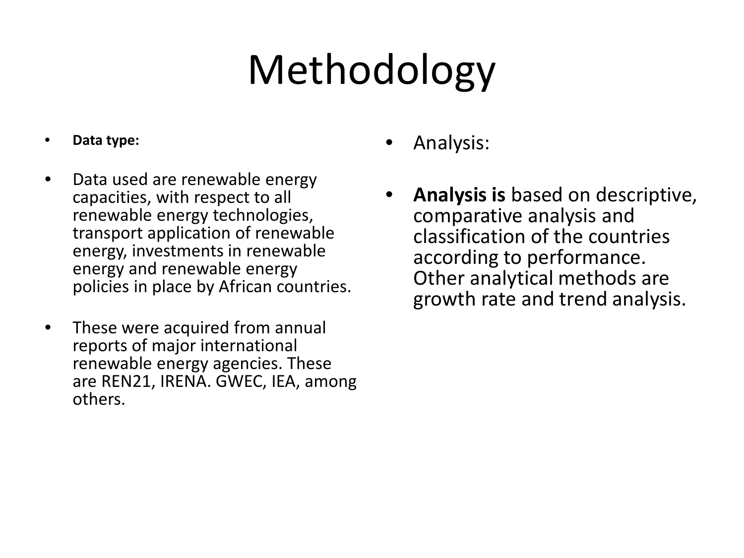# Methodology

- **Data type:**
- Data used are renewable energy capacities, with respect to all renewable energy technologies, transport application of renewable energy, investments in renewable energy and renewable energy policies in place by African countries.
- These were acquired from annual reports of major international renewable energy agencies. These are REN21, IRENA. GWEC, IEA, among others.

- Analysis:
- **Analysis is** based on descriptive, comparative analysis and classification of the countries according to performance. Other analytical methods are growth rate and trend analysis.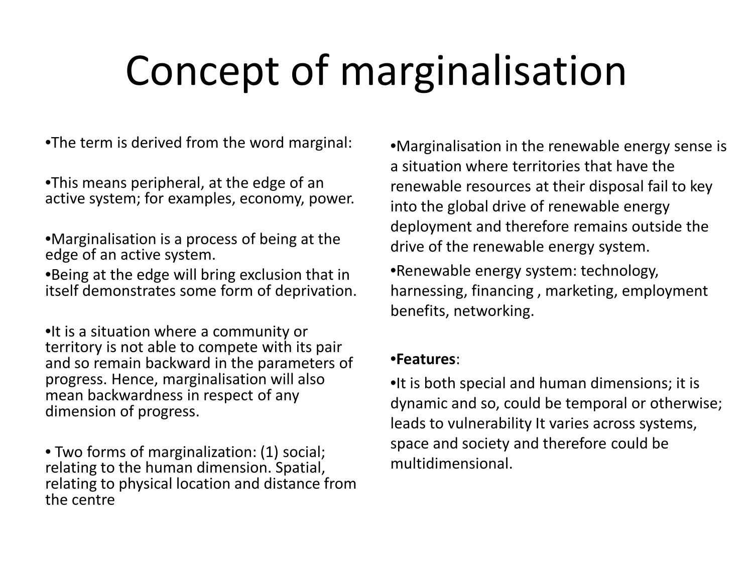# Concept of marginalisation

- The term is derived from the word marginal:
- This means peripheral, at the edge of an active system; for examples, economy, power.
- Marginalisation is a process of being at the edge of an active system.
- Being at the edge will bring exclusion that in itself demonstrates some form of deprivation.
- It is a situation where a community or territory is not able to compete with its pair and so remain backward in the parameters of progress. Hence, marginalisation will also mean backwardness in respect of any dimension of progress.
- Two forms of marginalization: (1) social; relating to the human dimension. Spatial, relating to physical location and distance from the centre
- Marginalisation in the renewable energy sense is a situation where territories that have the renewable resources at their disposal fail to key into the global drive of renewable energy deployment and therefore remains outside the drive of the renewable energy system.
- Renewable energy system: technology, harnessing, financing , marketing, employment benefits, networking.
- **Features**:
- It is both special and human dimensions; it is dynamic and so, could be temporal or otherwise; leads to vulnerability It varies across systems, space and society and therefore could be multidimensional.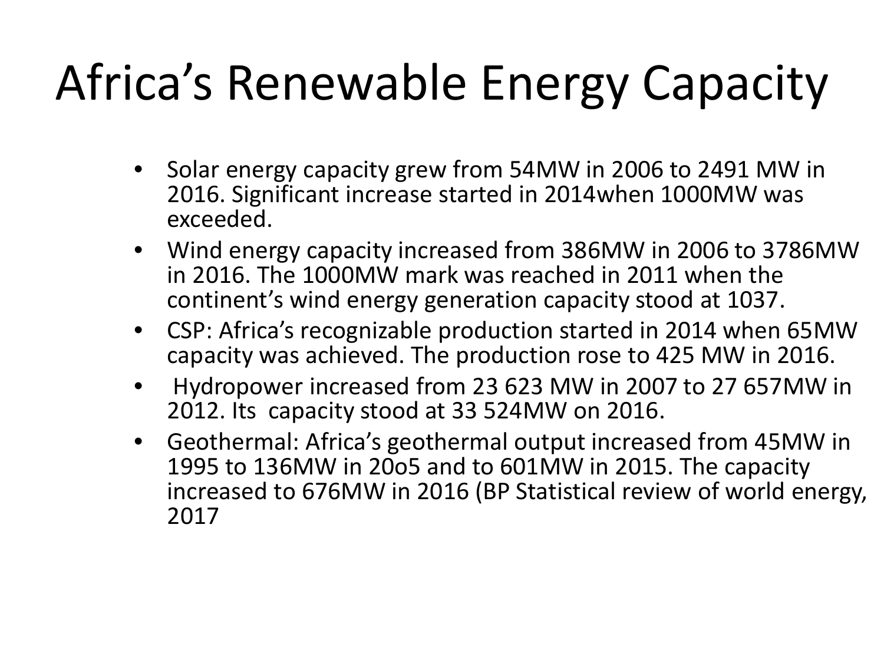# Africa's Renewable Energy Capacity

- Solar energy capacity grew from 54MW in 2006 to 2491 MW in 2016. Significant increase started in 2014when 1000MW was exceeded.
- Wind energy capacity increased from 386MW in 2006 to 3786MW in 2016. The 1000MW mark was reached in 2011 when the continent's wind energy generation capacity stood at 1037.
- CSP: Africa's recognizable production started in 2014 when 65MW capacity was achieved. The production rose to 425 MW in 2016.
- Hydropower increased from 23 623 MW in 2007 to 27 657MW in 2012. Its capacity stood at 33 524MW on 2016.
- Geothermal: Africa's geothermal output increased from 45MW in 1995 to 136MW in 20o5 and to 601MW in 2015. The capacity increased to 676MW in 2016 (BP Statistical review of world energy, 2017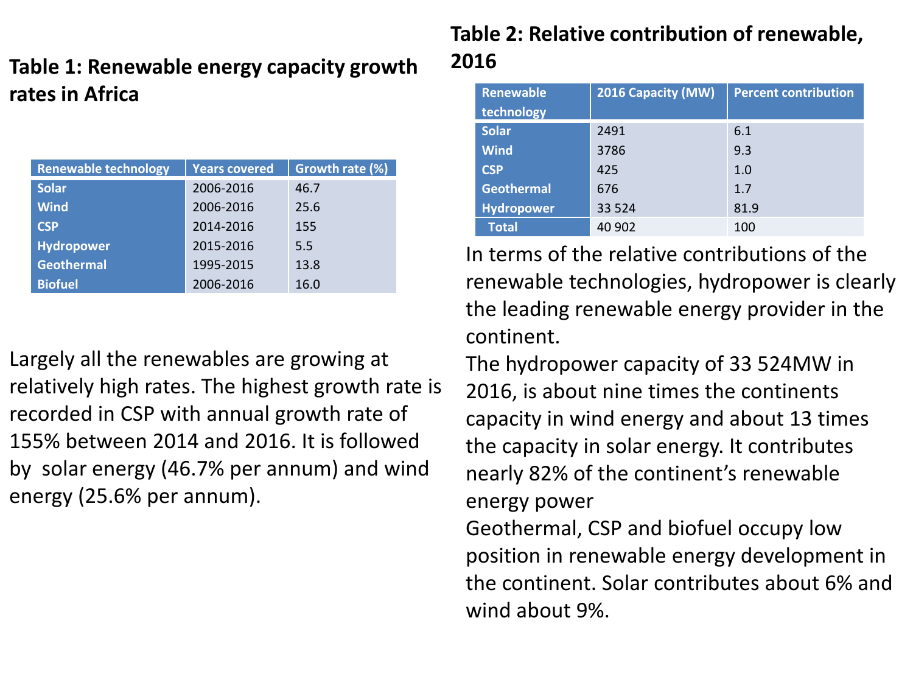## Table 1: Renewable energy capacity growth rates in Africa

| Renewable technology | Years covered | Growth rate (%) |
|---|---|---|
| Solar | 2006-2016 | 46.7 |
| Wind | 2006-2016 | 25.6 |
| CSP | 2014-2016 | 155 |
| Hydropower | 2015-2016 | 5.5 |
| Geothermal | 1995-2015 | 13.8 |
| Biofuel | 2006-2016 | 16.0 |

Largely all the renewables are growing at relatively high rates. The highest growth rate is recorded in CSP with annual growth rate of 155% between 2014 and 2016. It is followed by solar energy (46.7% per annum) and wind energy (25.6% per annum).

## Table 2: Relative contribution of renewable, 2016

| Renewable technology | 2016 Capacity (MW) | Percent contribution |
|---|---|---|
| Solar | 2491 | 6.1 |
| Wind | 3786 | 9.3 |
| CSP | 425 | 1.0 |
| Geothermal | 676 | 1.7 |
| Hydropower | 33 524 | 81.9 |
| Total | 40 902 | 100 |

In terms of the relative contributions of the renewable technologies, hydropower is clearly the leading renewable energy provider in the continent.

The hydropower capacity of 33 524MW in 2016, is about nine times the continents capacity in wind energy and about 13 times the capacity in solar energy. It contributes nearly 82% of the continent's renewable energy power

Geothermal, CSP and biofuel occupy low position in renewable energy development in the continent. Solar contributes about 6% and wind about 9%.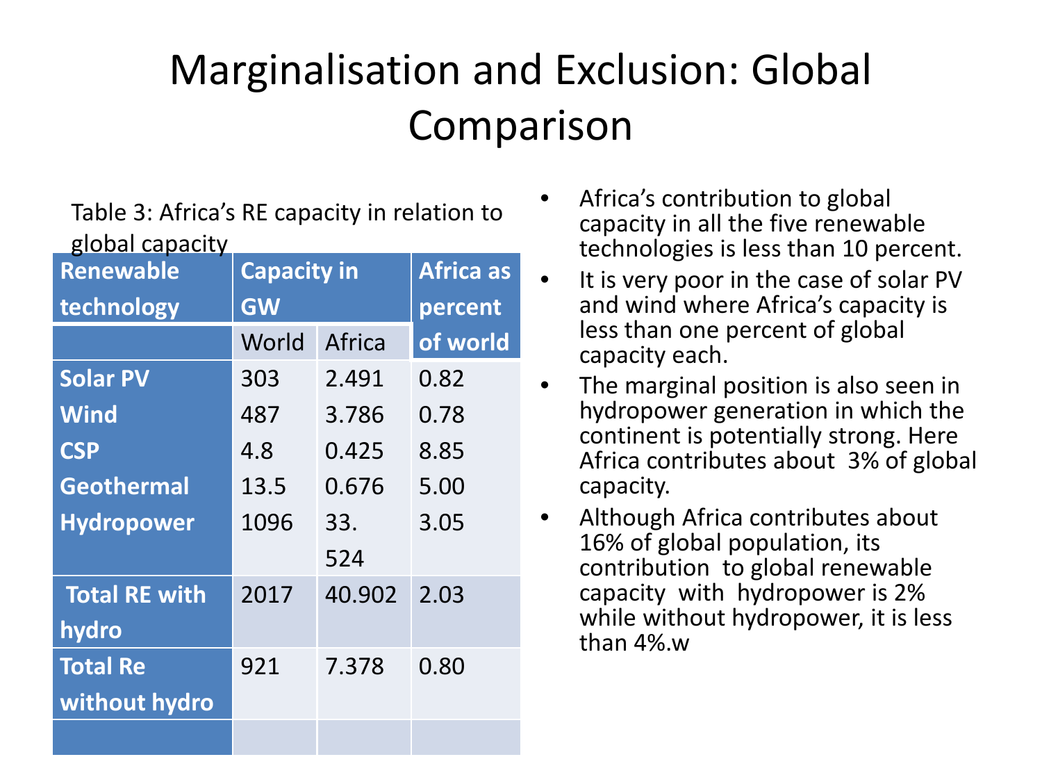# Marginalisation and Exclusion: Global Comparison

Table 3: Africa's RE capacity in relation to global capacity

| Renewable technology | Capacity in GW | | Africa as percent of world |
|---|---|---|---|
| | World | Africa | |
| **Solar PV** | 303 | 2.491 | 0.82 |
| **Wind** | 487 | 3.786 | 0.78 |
| **CSP** | 4.8 | 0.425 | 8.85 |
| **Geothermal** | 13.5 | 0.676 | 5.00 |
| **Hydropower** | 1096 | 33. 524 | 3.05 |
| **Total RE with hydro** | 2017 | 40.902 | 2.03 |
| **Total Re without hydro** | 921 | 7.378 | 0.80 |
| | | | |

- Africa's contribution to global capacity in all the five renewable technologies is less than 10 percent.
- It is very poor in the case of solar PV and wind where Africa's capacity is less than one percent of global capacity each.
- The marginal position is also seen in hydropower generation in which the continent is potentially strong. Here Africa contributes about 3% of global capacity.
- Although Africa contributes about 16% of global population, its contribution to global renewable capacity with hydropower is 2% while without hydropower, it is less than 4%.w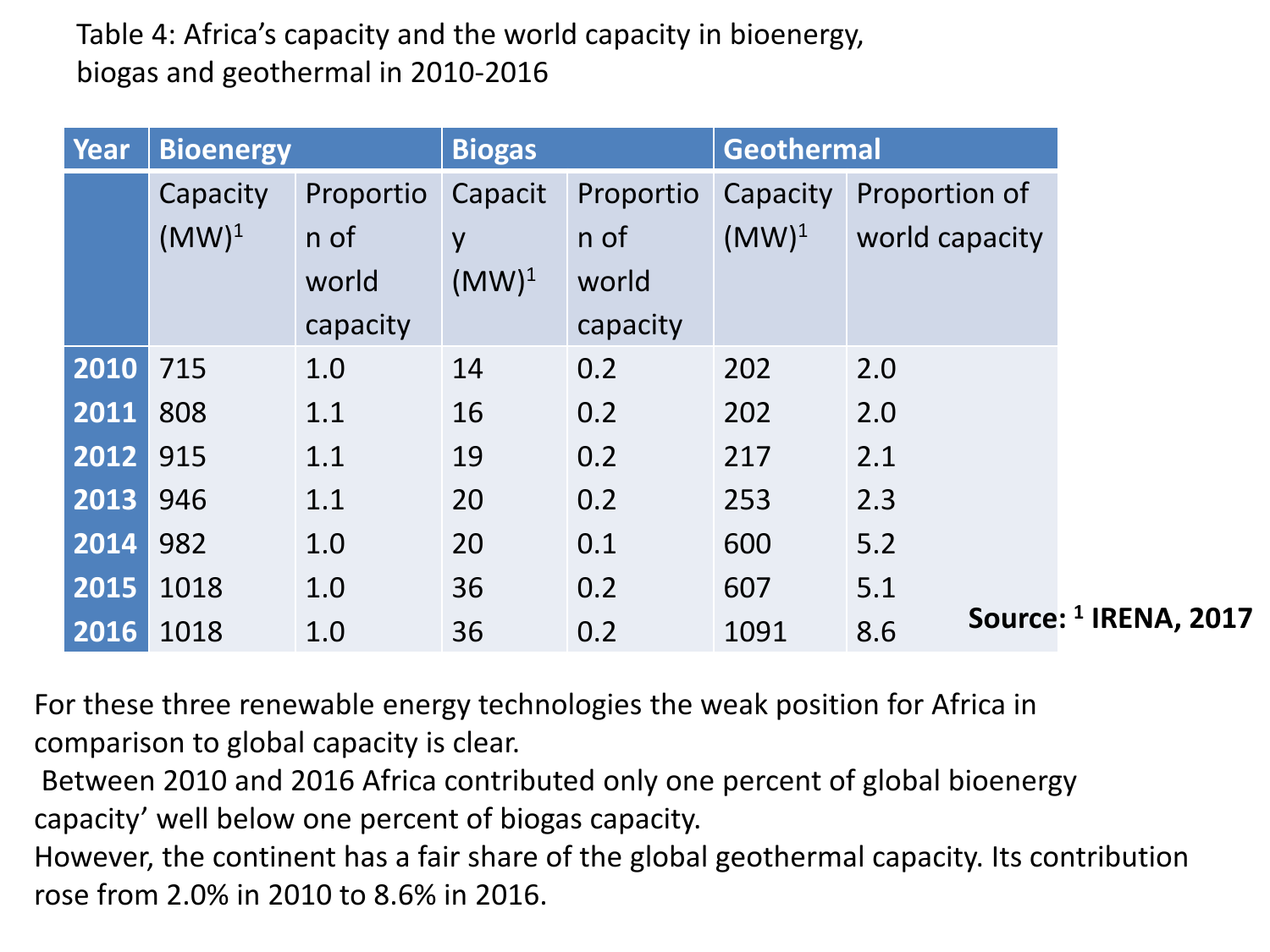Table 4: Africa's capacity and the world capacity in bioenergy, biogas and geothermal in 2010-2016

| Year | Bioenergy | | Biogas | | Geothermal | |
|---|---|---|---|---|---|---|
| | Capacity (MW)[1] | Proportion of world capacity | Capacity (MW)[1] | Proportion of world capacity | Capacity (MW)[1] | Proportion of world capacity |
| 2010 | 715 | 1.0 | 14 | 0.2 | 202 | 2.0 |
| 2011 | 808 | 1.1 | 16 | 0.2 | 202 | 2.0 |
| 2012 | 915 | 1.1 | 19 | 0.2 | 217 | 2.1 |
| 2013 | 946 | 1.1 | 20 | 0.2 | 253 | 2.3 |
| 2014 | 982 | 1.0 | 20 | 0.1 | 600 | 5.2 |
| 2015 | 1018 | 1.0 | 36 | 0.2 | 607 | 5.1 |
| 2016 | 1018 | 1.0 | 36 | 0.2 | 1091 | 8.6 |

**Source: [1] IRENA, 2017**

For these three renewable energy technologies the weak position for Africa in comparison to global capacity is clear.

Between 2010 and 2016 Africa contributed only one percent of global bioenergy capacity' well below one percent of biogas capacity.

However, the continent has a fair share of the global geothermal capacity. Its contribution rose from 2.0% in 2010 to 8.6% in 2016.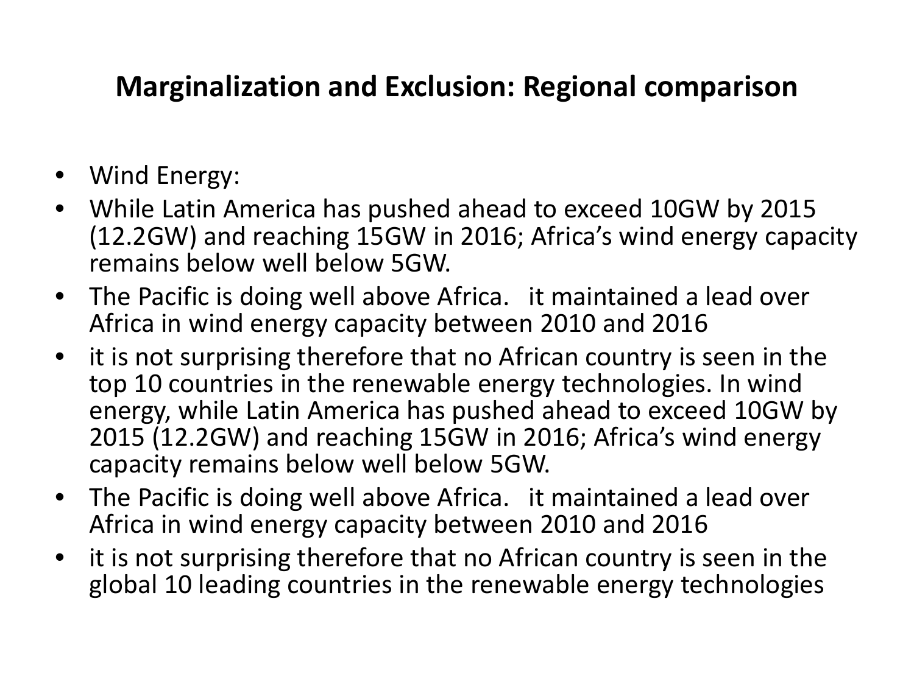## Marginalization and Exclusion: Regional comparison

- Wind Energy:
- While Latin America has pushed ahead to exceed 10GW by 2015 (12.2GW) and reaching 15GW in 2016; Africa's wind energy capacity remains below well below 5GW.
- The Pacific is doing well above Africa.   it maintained a lead over Africa in wind energy capacity between 2010 and 2016
- it is not surprising therefore that no African country is seen in the top 10 countries in the renewable energy technologies. In wind energy, while Latin America has pushed ahead to exceed 10GW by 2015 (12.2GW) and reaching 15GW in 2016; Africa's wind energy capacity remains below well below 5GW.
- The Pacific is doing well above Africa.   it maintained a lead over Africa in wind energy capacity between 2010 and 2016
- it is not surprising therefore that no African country is seen in the global 10 leading countries in the renewable energy technologies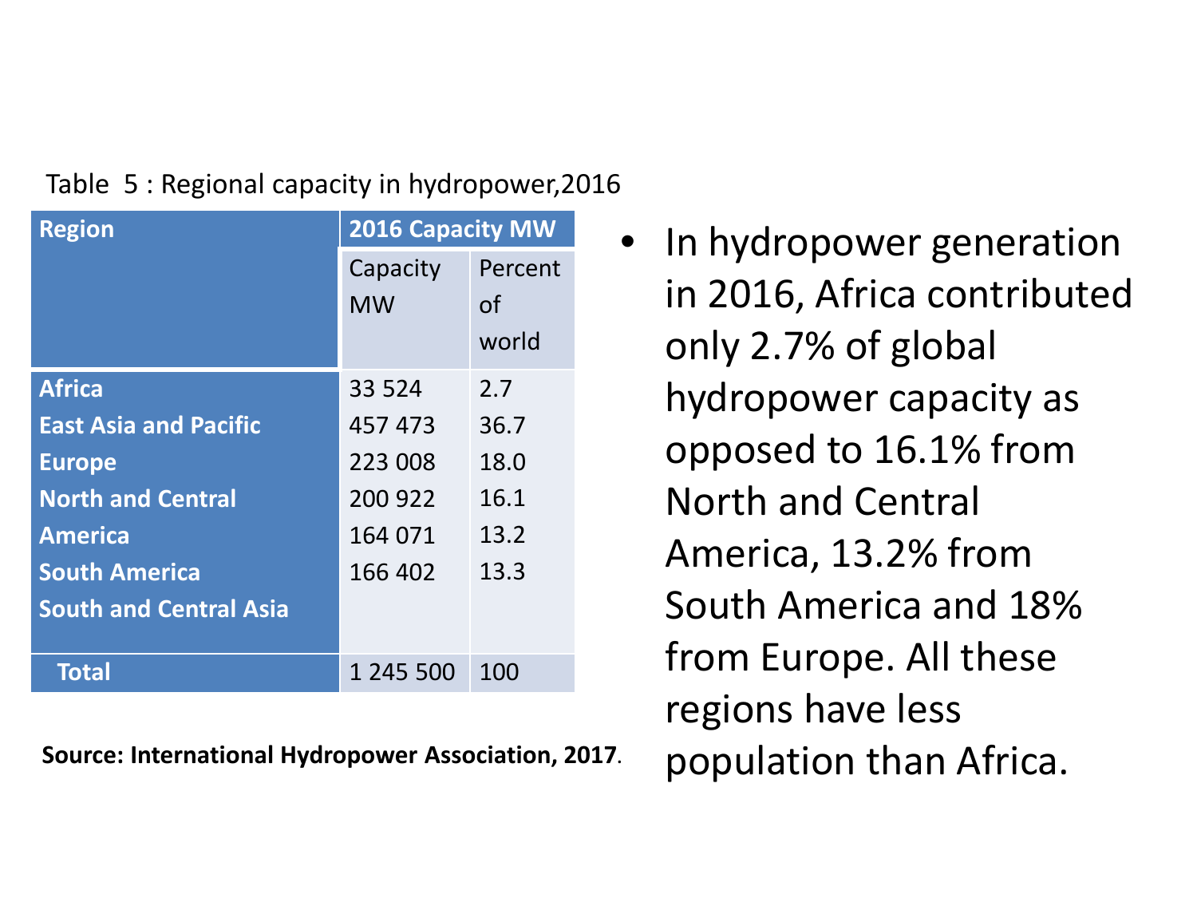Table 5 : Regional capacity in hydropower,2016

| Region | 2016 Capacity MW | |
|---|---|---|
| | Capacity MW | Percent of world |
| Africa | 33 524 | 2.7 |
| East Asia and Pacific | 457 473 | 36.7 |
| Europe | 223 008 | 18.0 |
| North and Central | 200 922 | 16.1 |
| America | 164 071 | 13.2 |
| South America | 166 402 | 13.3 |
| South and Central Asia | | |
| Total | 1 245 500 | 100 |

**Source: International Hydropower Association, 2017**.

- In hydropower generation in 2016, Africa contributed only 2.7% of global hydropower capacity as opposed to 16.1% from North and Central America, 13.2% from South America and 18% from Europe. All these regions have less population than Africa.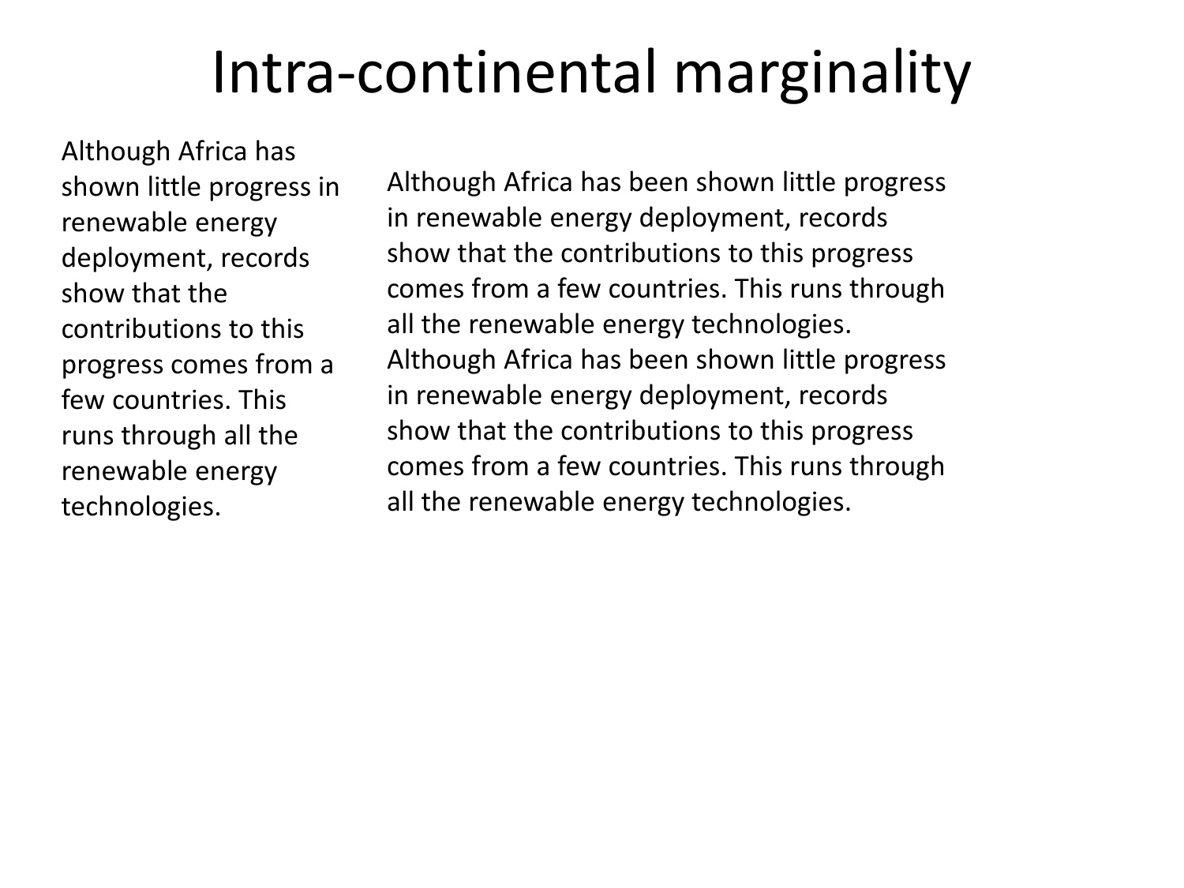# Intra-continental marginality

Although Africa has shown little progress in renewable energy deployment, records show that the contributions to this progress comes from a few countries. This runs through all the renewable energy technologies.

Although Africa has been shown little progress in renewable energy deployment, records show that the contributions to this progress comes from a few countries. This runs through all the renewable energy technologies. Although Africa has been shown little progress in renewable energy deployment, records show that the contributions to this progress comes from a few countries. This runs through all the renewable energy technologies.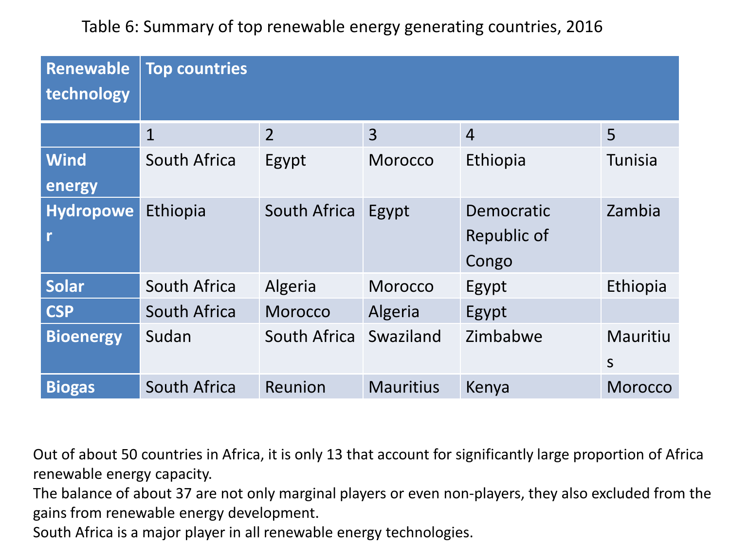Table 6: Summary of top renewable energy generating countries, 2016

| Renewable technology | Top countries | | | | |
|---|---|---|---|---|---|
| | 1 | 2 | 3 | 4 | 5 |
| **Wind energy** | South Africa | Egypt | Morocco | Ethiopia | Tunisia |
| **Hydropower** | Ethiopia | South Africa | Egypt | Democratic Republic of Congo | Zambia |
| **Solar** | South Africa | Algeria | Morocco | Egypt | Ethiopia |
| **CSP** | South Africa | Morocco | Algeria | Egypt | |
| **Bioenergy** | Sudan | South Africa | Swaziland | Zimbabwe | Mauritius |
| **Biogas** | South Africa | Reunion | Mauritius | Kenya | Morocco |

Out of about 50 countries in Africa, it is only 13 that account for significantly large proportion of Africa renewable energy capacity.

The balance of about 37 are not only marginal players or even non-players, they also excluded from the gains from renewable energy development.

South Africa is a major player in all renewable energy technologies.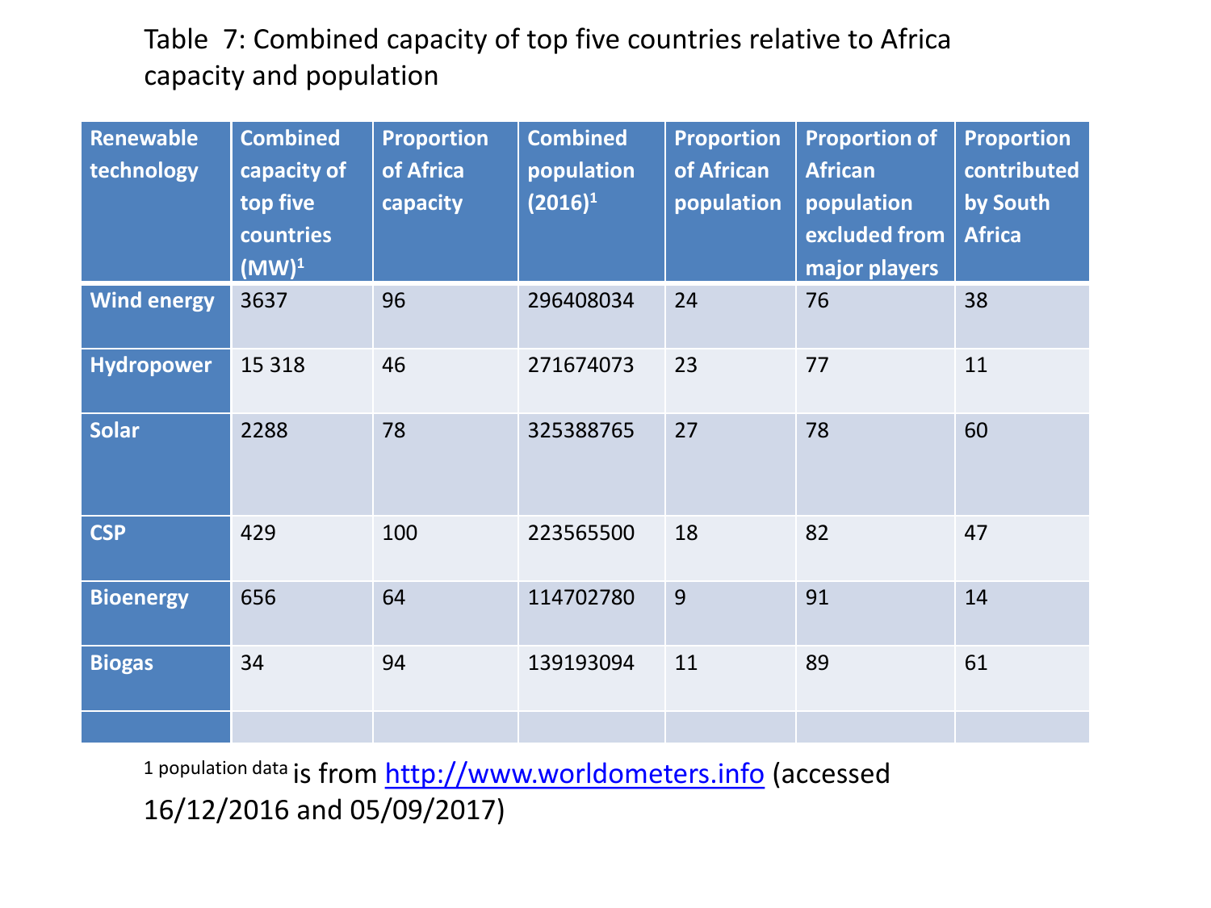Table 7: Combined capacity of top five countries relative to Africa capacity and population

| Renewable technology | Combined capacity of top five countries (MW)[1] | Proportion of Africa capacity | Combined population (2016)[1] | Proportion of African population | Proportion of African population excluded from major players | Proportion contributed by South Africa |
|---|---|---|---|---|---|---|
| Wind energy | 3637 | 96 | 296408034 | 24 | 76 | 38 |
| Hydropower | 15 318 | 46 | 271674073 | 23 | 77 | 11 |
| Solar | 2288 | 78 | 325388765 | 27 | 78 | 60 |
| CSP | 429 | 100 | 223565500 | 18 | 82 | 47 |
| Bioenergy | 656 | 64 | 114702780 | 9 | 91 | 14 |
| Biogas | 34 | 94 | 139193094 | 11 | 89 | 61 |
| | | | | | | |

[1] population data is from http://www.worldometers.info (accessed 16/12/2016 and 05/09/2017)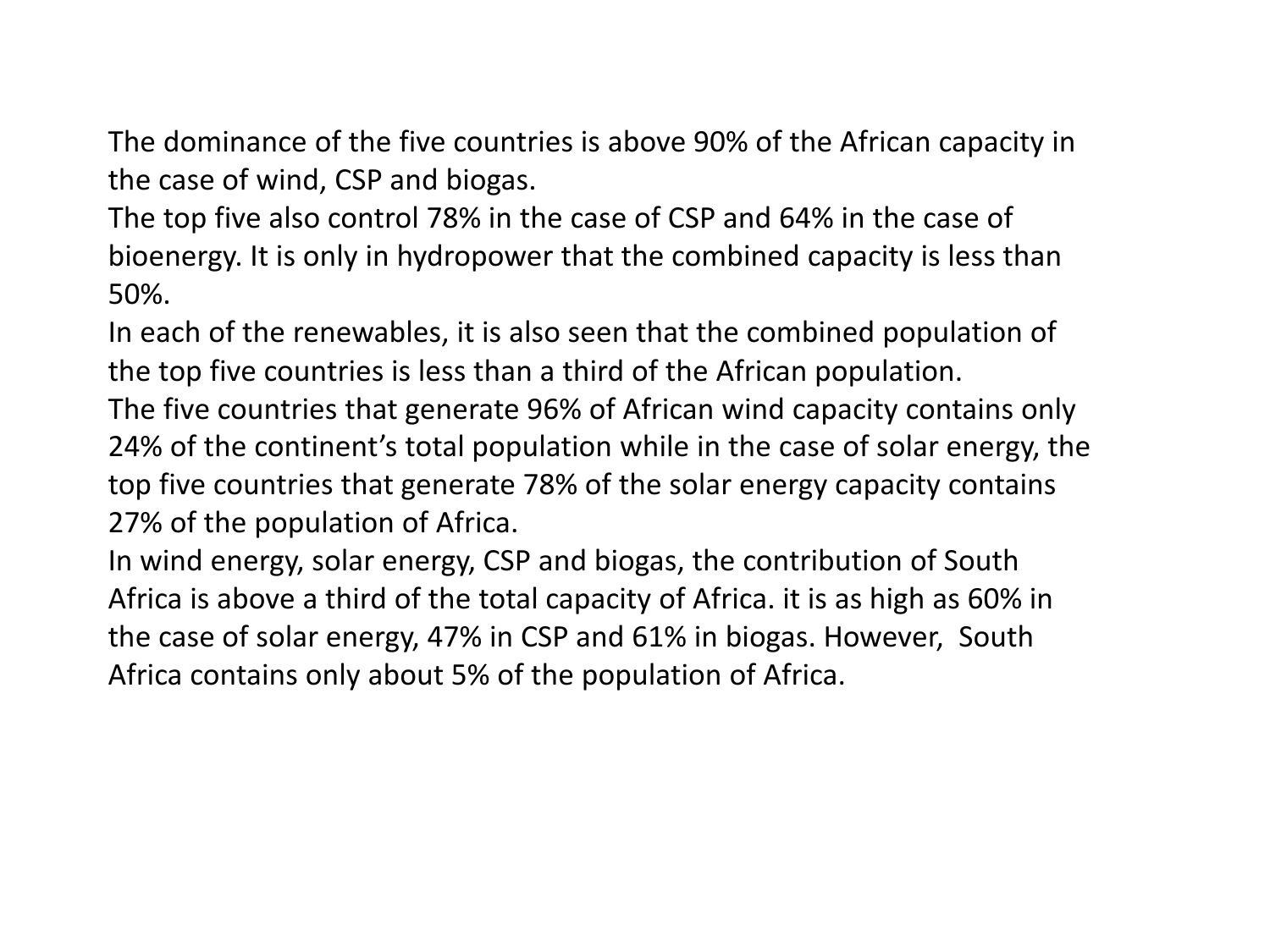The dominance of the five countries is above 90% of the African capacity in the case of wind, CSP and biogas.

The top five also control 78% in the case of CSP and 64% in the case of bioenergy. It is only in hydropower that the combined capacity is less than 50%.

In each of the renewables, it is also seen that the combined population of the top five countries is less than a third of the African population.

The five countries that generate 96% of African wind capacity contains only 24% of the continent's total population while in the case of solar energy, the top five countries that generate 78% of the solar energy capacity contains 27% of the population of Africa.

In wind energy, solar energy, CSP and biogas, the contribution of South Africa is above a third of the total capacity of Africa. it is as high as 60% in the case of solar energy, 47% in CSP and 61% in biogas. However, South Africa contains only about 5% of the population of Africa.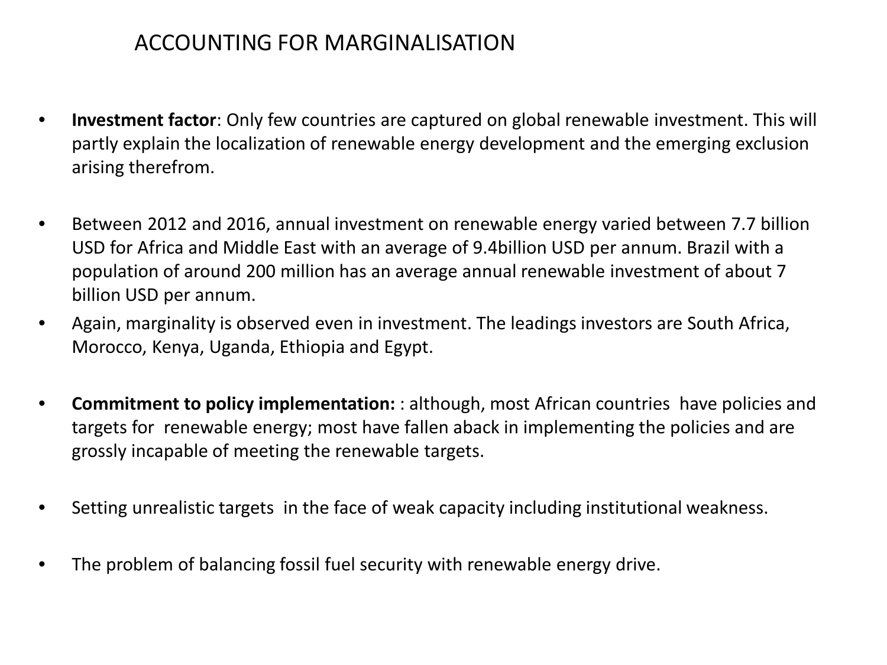# ACCOUNTING FOR MARGINALISATION

- **Investment factor**: Only few countries are captured on global renewable investment. This will partly explain the localization of renewable energy development and the emerging exclusion arising therefrom.

- Between 2012 and 2016, annual investment on renewable energy varied between 7.7 billion USD for Africa and Middle East with an average of 9.4billion USD per annum. Brazil with a population of around 200 million has an average annual renewable investment of about 7 billion USD per annum.
- Again, marginality is observed even in investment. The leadings investors are South Africa, Morocco, Kenya, Uganda, Ethiopia and Egypt.

- **Commitment to policy implementation:** : although, most African countries have policies and targets for renewable energy; most have fallen aback in implementing the policies and are grossly incapable of meeting the renewable targets.

- Setting unrealistic targets in the face of weak capacity including institutional weakness.

- The problem of balancing fossil fuel security with renewable energy drive.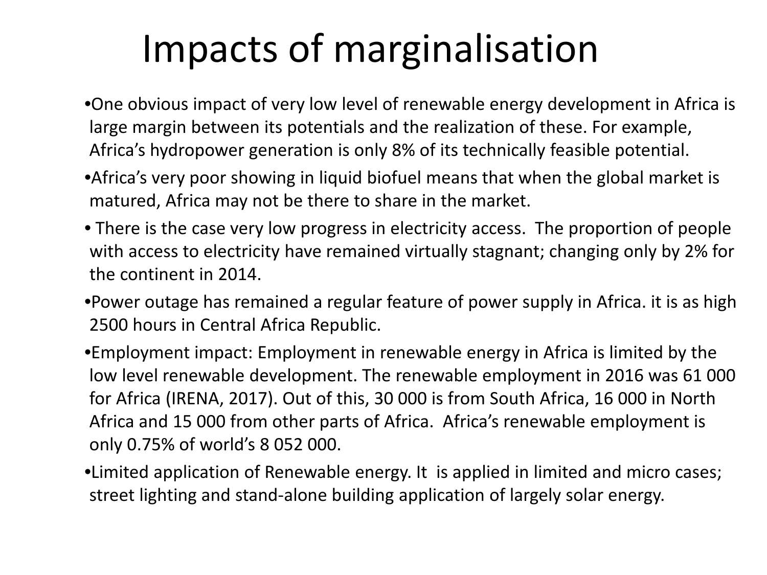# Impacts of marginalisation

- One obvious impact of very low level of renewable energy development in Africa is large margin between its potentials and the realization of these. For example, Africa's hydropower generation is only 8% of its technically feasible potential.
- Africa's very poor showing in liquid biofuel means that when the global market is matured, Africa may not be there to share in the market.
- There is the case very low progress in electricity access. The proportion of people with access to electricity have remained virtually stagnant; changing only by 2% for the continent in 2014.
- Power outage has remained a regular feature of power supply in Africa. it is as high 2500 hours in Central Africa Republic.
- Employment impact: Employment in renewable energy in Africa is limited by the low level renewable development. The renewable employment in 2016 was 61 000 for Africa (IRENA, 2017). Out of this, 30 000 is from South Africa, 16 000 in North Africa and 15 000 from other parts of Africa. Africa's renewable employment is only 0.75% of world's 8 052 000.
- Limited application of Renewable energy. It is applied in limited and micro cases; street lighting and stand-alone building application of largely solar energy.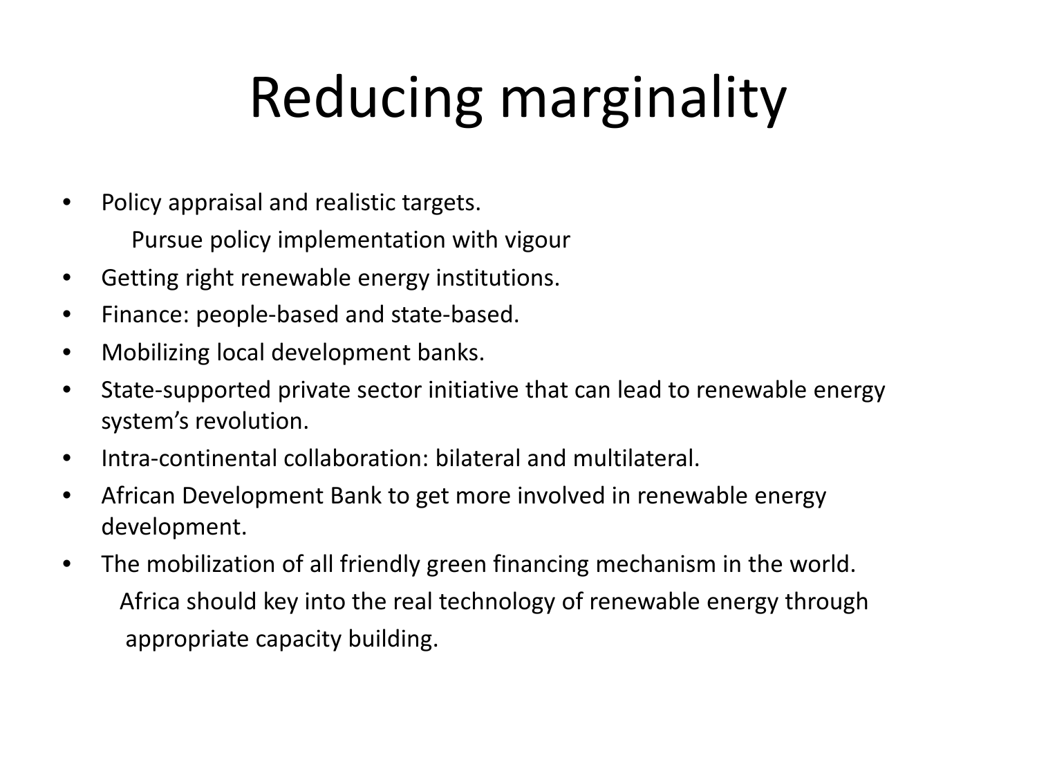# Reducing marginality

- Policy appraisal and realistic targets.

  Pursue policy implementation with vigour
- Getting right renewable energy institutions.
- Finance: people-based and state-based.
- Mobilizing local development banks.
- State-supported private sector initiative that can lead to renewable energy system's revolution.
- Intra-continental collaboration: bilateral and multilateral.
- African Development Bank to get more involved in renewable energy development.
- The mobilization of all friendly green financing mechanism in the world.

  Africa should key into the real technology of renewable energy through appropriate capacity building.